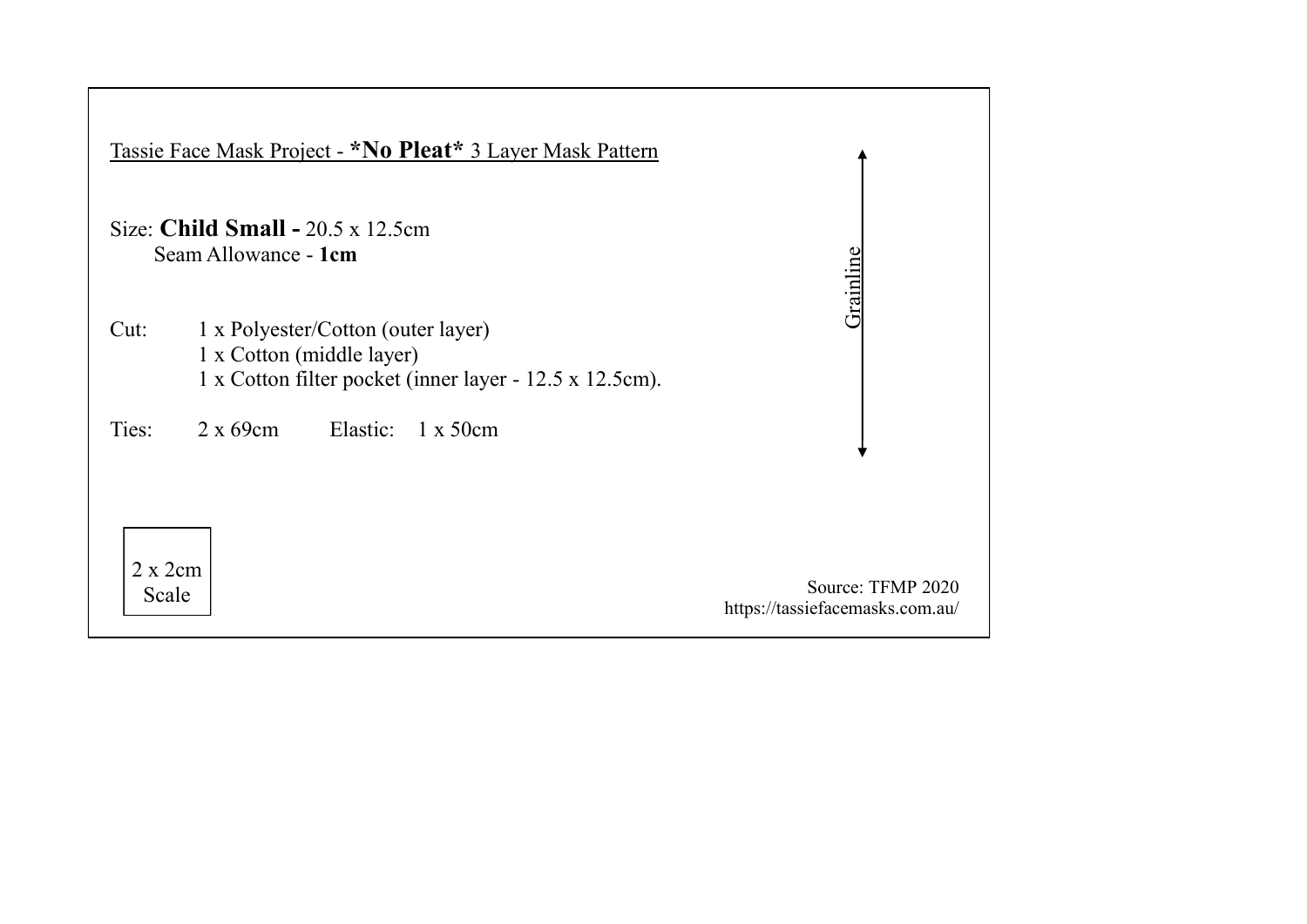Tassie Face Mask Project - ***No Pleat*** 3 Layer Mask Pattern

Size: **Child Small -** 20.5 x 12.5cm
Seam Allowance - **1cm**

Cut: 1 x Polyester/Cotton (outer layer)
1 x Cotton (middle layer)
1 x Cotton filter pocket (inner layer - 12.5 x 12.5cm).

Ties: 2 x 69cm Elastic: 1 x 50cm

Grainline

2 x 2cm Scale

Source: TFMP 2020
https://tassiefacemasks.com.au/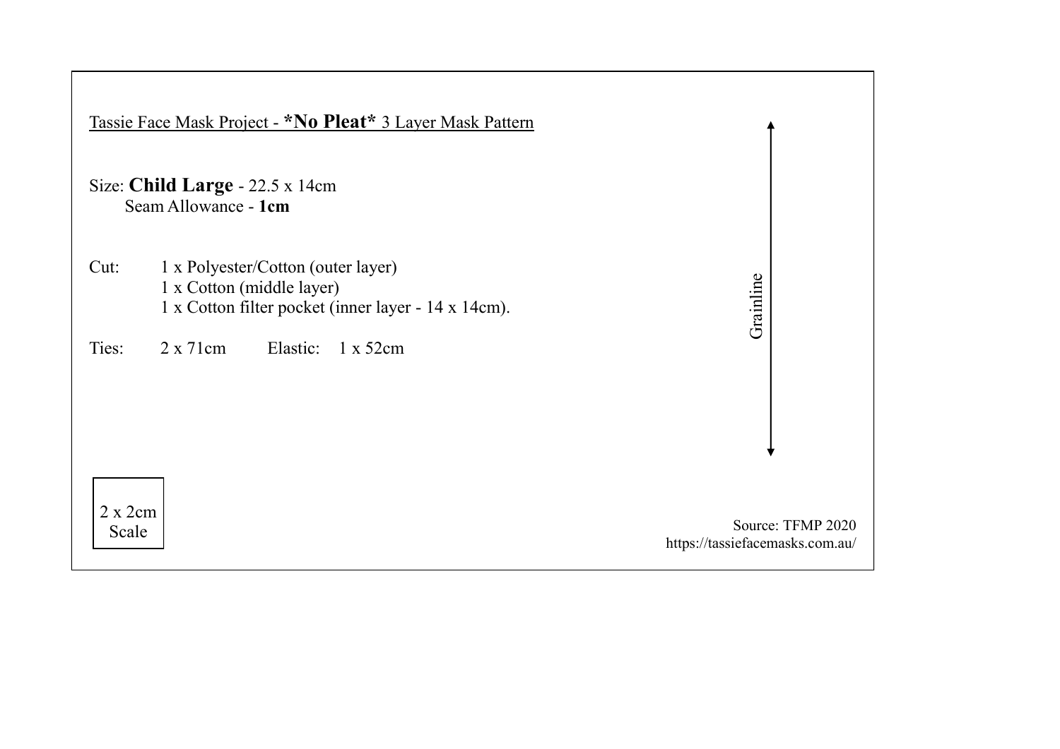Tassie Face Mask Project - ***No Pleat*** 3 Layer Mask Pattern

Size: **Child Large** - 22.5 x 14cm
Seam Allowance - **1cm**

Cut: 1 x Polyester/Cotton (outer layer)
1 x Cotton (middle layer)
1 x Cotton filter pocket (inner layer - 14 x 14cm).

Ties: 2 x 71cm Elastic: 1 x 52cm

Grainline

2 x 2cm
Scale

Source: TFMP 2020
https://tassiefacemasks.com.au/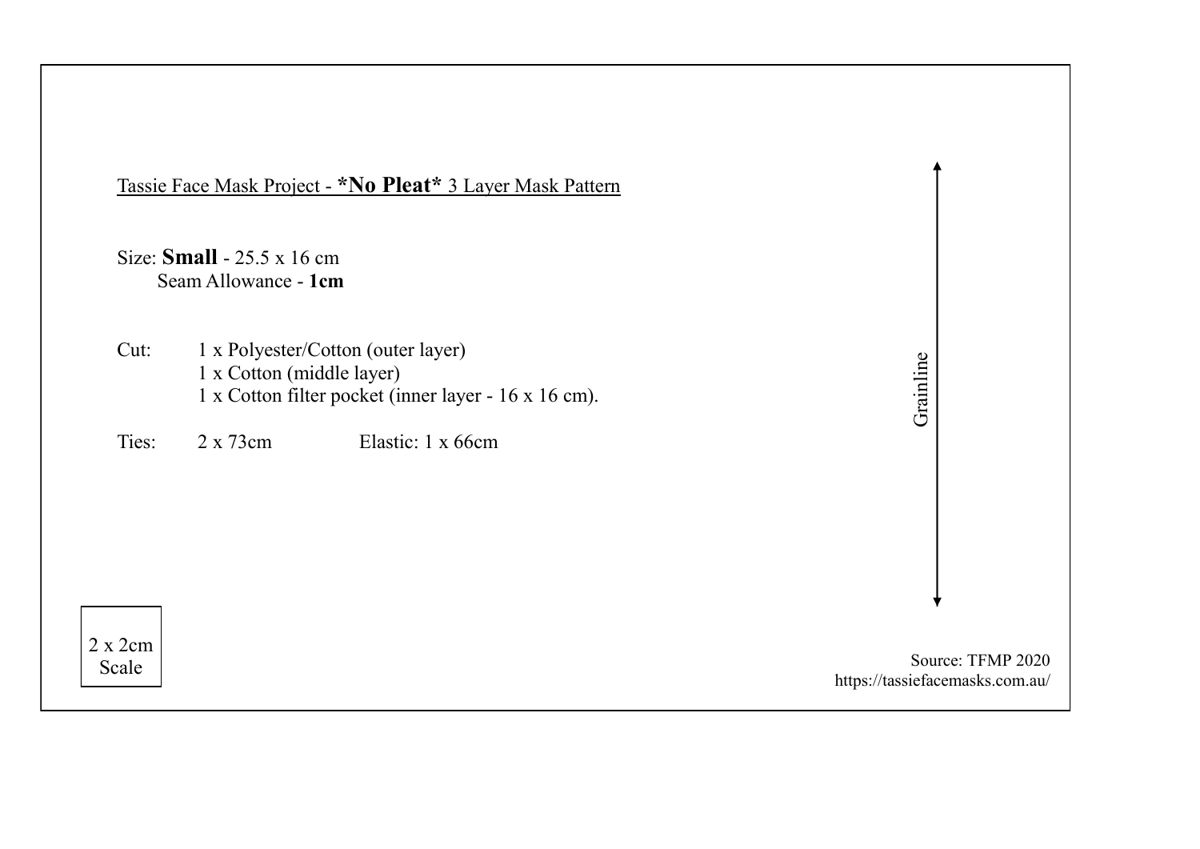Tassie Face Mask Project - ***No Pleat*** 3 Layer Mask Pattern

Size: **Small** - 25.5 x 16 cm
Seam Allowance - **1cm**

Cut: 1 x Polyester/Cotton (outer layer)
1 x Cotton (middle layer)
1 x Cotton filter pocket (inner layer - 16 x 16 cm).

Ties: 2 x 73cm Elastic: 1 x 66cm

Grainline

2 x 2cm Scale

Source: TFMP 2020
https://tassiefacemasks.com.au/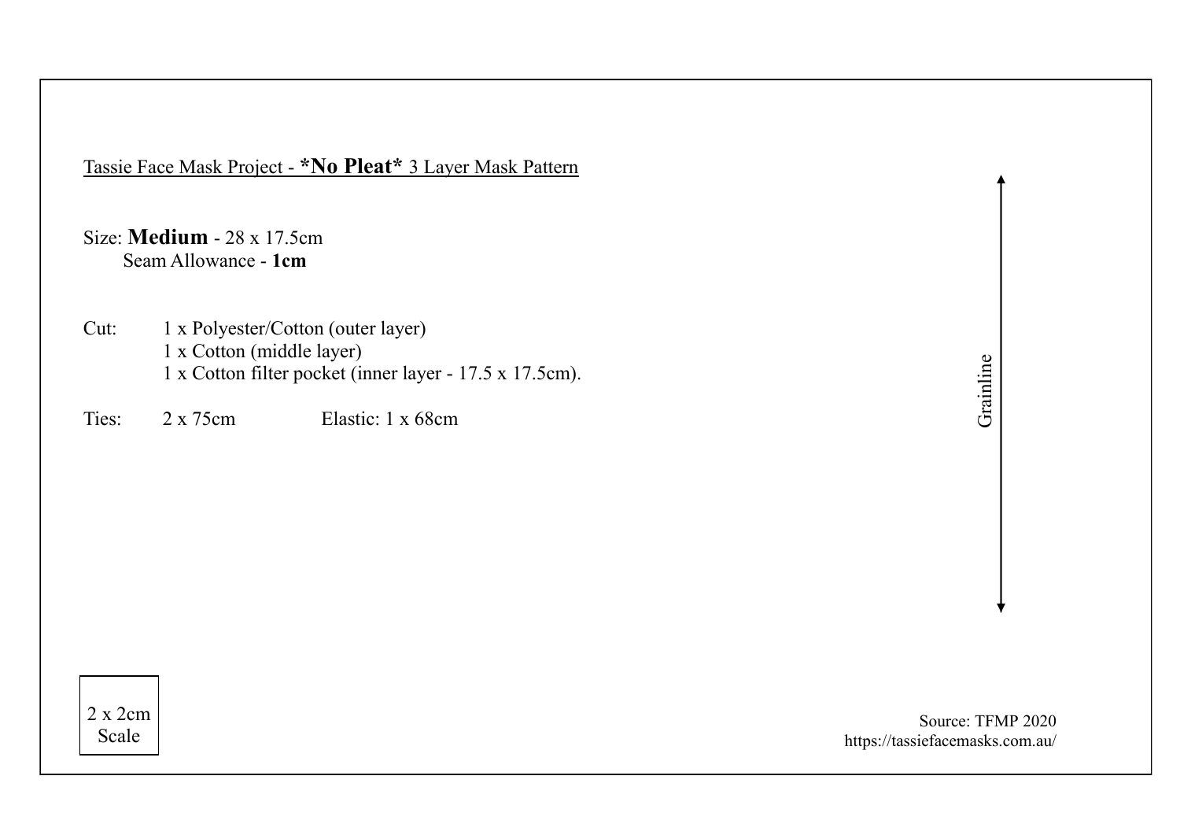Tassie Face Mask Project - **\*No Pleat\*** 3 Layer Mask Pattern

Size: **Medium** - 28 x 17.5cm
Seam Allowance - **1cm**

Cut: 1 x Polyester/Cotton (outer layer)
1 x Cotton (middle layer)
1 x Cotton filter pocket (inner layer - 17.5 x 17.5cm).

Ties: 2 x 75cm Elastic: 1 x 68cm

Grainline

2 x 2cm
Scale

Source: TFMP 2020
https://tassiefacemasks.com.au/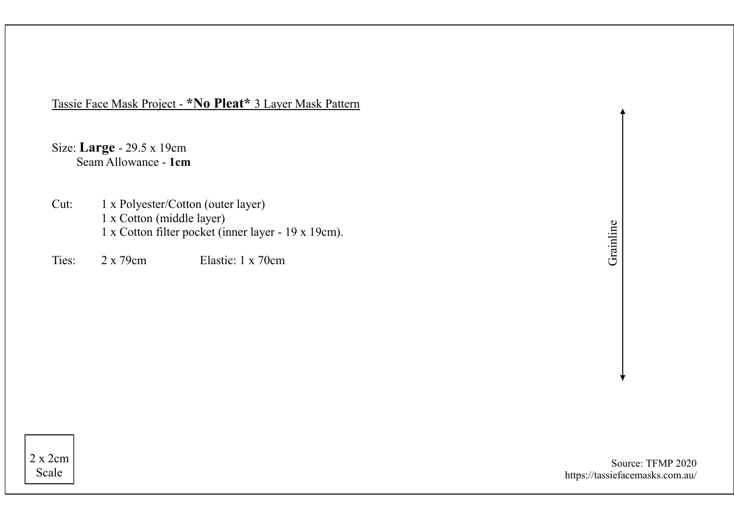Tassie Face Mask Project - ***No Pleat*** 3 Layer Mask Pattern

Size: **Large** - 29.5 x 19cm
Seam Allowance - **1cm**

Cut: 1 x Polyester/Cotton (outer layer)
1 x Cotton (middle layer)
1 x Cotton filter pocket (inner layer - 19 x 19cm).

Ties: 2 x 79cm Elastic: 1 x 70cm

Grainline

2 x 2cm
Scale

Source: TFMP 2020
https://tassiefacemasks.com.au/